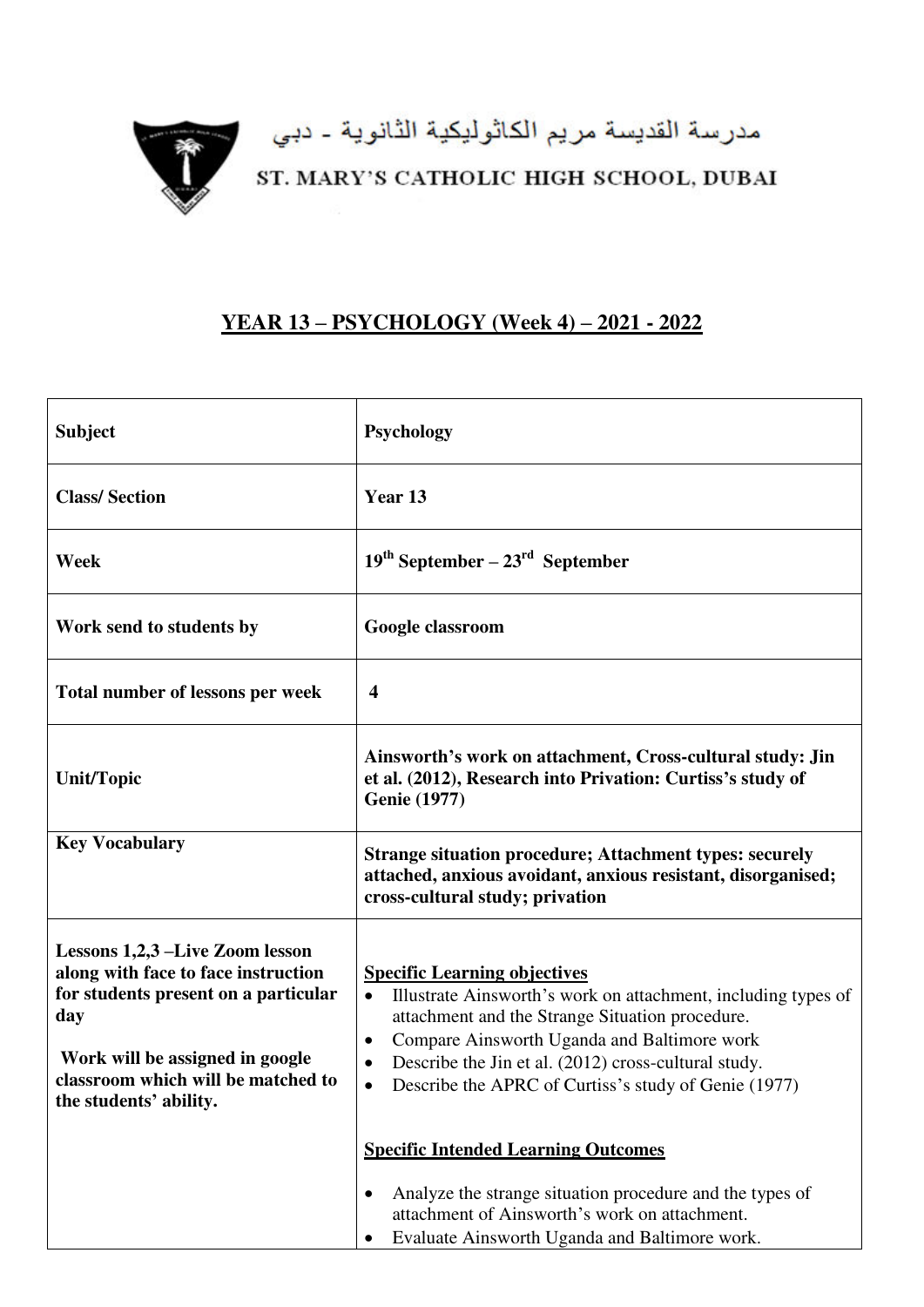مدرسة القديسة مريم الكاثوليكية الثانوية - دبي

ST. MARY'S CATHOLIC HIGH SCHOOL, DUBAI

# YEAR 13 – PSYCHOLOGY (Week 4) – 2021 - 2022

| **Subject** | **Psychology** |
|---|---|
| **Class/ Section** | **Year 13** |
| **Week** | **19th September – 23rd September** |
| **Work send to students by** | **Google classroom** |
| **Total number of lessons per week** | **4** |
| **Unit/Topic** | **Ainsworth's work on attachment, Cross-cultural study: Jin et al. (2012), Research into Privation: Curtiss's study of Genie (1977)** |
| **Key Vocabulary** | **Strange situation procedure; Attachment types: securely attached, anxious avoidant, anxious resistant, disorganised; cross-cultural study; privation** |
| **Lessons 1,2,3 –Live Zoom lesson along with face to face instruction for students present on a particular day**<br><br>**Work will be assigned in google classroom which will be matched to the students' ability.** | **Specific Learning objectives**<br>• Illustrate Ainsworth's work on attachment, including types of attachment and the Strange Situation procedure.<br>• Compare Ainsworth Uganda and Baltimore work<br>• Describe the Jin et al. (2012) cross-cultural study.<br>• Describe the APRC of Curtiss's study of Genie (1977)<br><br>**Specific Intended Learning Outcomes**<br>• Analyze the strange situation procedure and the types of attachment of Ainsworth's work on attachment.<br>• Evaluate Ainsworth Uganda and Baltimore work. |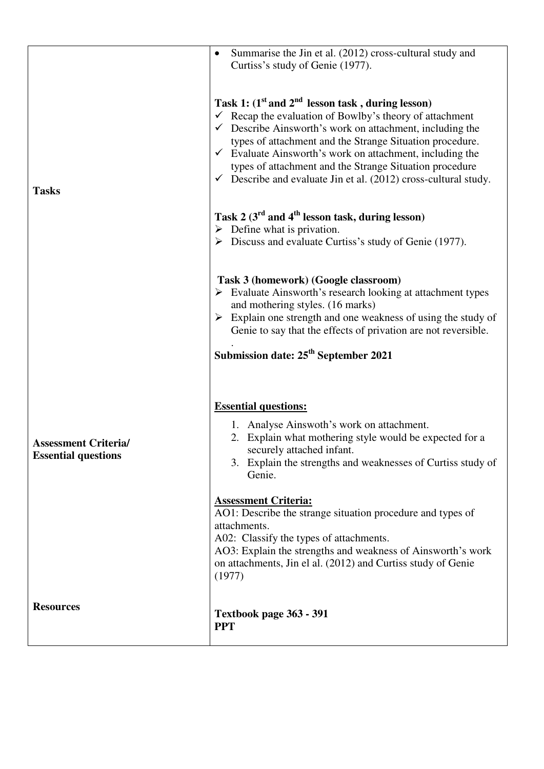| | |
|---|---|
| **Tasks** | • Summarise the Jin et al. (2012) cross-cultural study and Curtiss's study of Genie (1977).<br><br>**Task 1: (1st and 2nd lesson task , during lesson)**<br>✓ Recap the evaluation of Bowlby's theory of attachment<br>✓ Describe Ainsworth's work on attachment, including the types of attachment and the Strange Situation procedure.<br>✓ Evaluate Ainsworth's work on attachment, including the types of attachment and the Strange Situation procedure<br>✓ Describe and evaluate Jin et al. (2012) cross-cultural study.<br><br>**Task 2 (3rd and 4th lesson task, during lesson)**<br>➢ Define what is privation.<br>➢ Discuss and evaluate Curtiss's study of Genie (1977).<br><br>**Task 3 (homework) (Google classroom)**<br>➢ Evaluate Ainsworth's research looking at attachment types and mothering styles. (16 marks)<br>➢ Explain one strength and one weakness of using the study of Genie to say that the effects of privation are not reversible.<br>.<br>**Submission date: 25th September 2021** |
| **Assessment Criteria/ Essential questions** | **Essential questions:**<br>1. Analyse Ainswoth's work on attachment.<br>2. Explain what mothering style would be expected for a securely attached infant.<br>3. Explain the strengths and weaknesses of Curtiss study of Genie.<br><br>**Assessment Criteria:**<br>AO1: Describe the strange situation procedure and types of attachments.<br>A02: Classify the types of attachments.<br>AO3: Explain the strengths and weakness of Ainsworth's work on attachments, Jin el al. (2012) and Curtiss study of Genie (1977) |
| **Resources** | **Textbook page 363 - 391**<br>**PPT** |